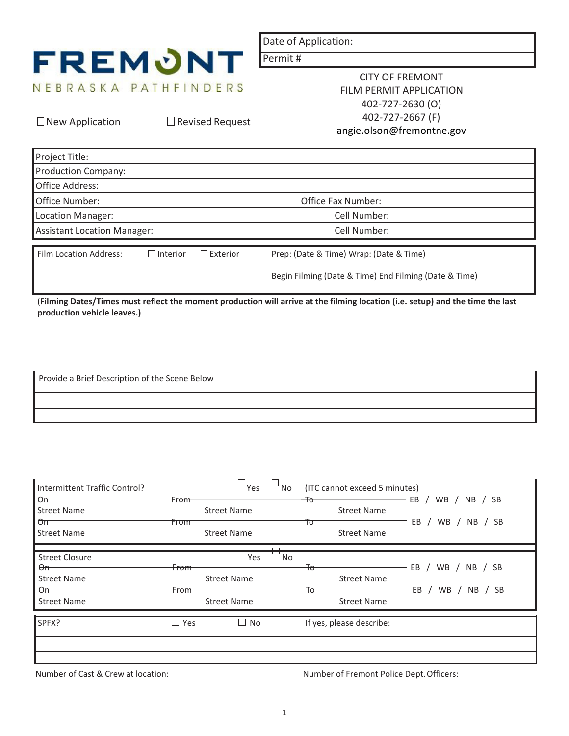FREMONT
NEBRASKA PATHFINDERS

| Date of Application: |
|---|
| Permit # |

CITY OF FREMONT
FILM PERMIT APPLICATION
402-727-2630 (O)
402-727-2667 (F)
angie.olson@fremontne.gov

☐ New Application ☐ Revised Request

| Project Title: | |
|---|---|
| Production Company: | |
| Office Address: | |
| Office Number: | Office Fax Number: |
| Location Manager: | Cell Number: |
| Assistant Location Manager: | Cell Number: |

| Film Location Address: ☐ Interior ☐ Exterior | Prep: (Date & Time) Wrap: (Date & Time) |
|---|---|
| | Begin Filming (Date & Time) End Filming (Date & Time) |

(**Filming Dates/Times must reflect the moment production will arrive at the filming location (i.e. setup) and the time the last production vehicle leaves.)**

| Provide a Brief Description of the Scene Below |
|---|
| |
| |

Intermittent Traffic Control? ☐ Yes ☐ No (ITC cannot exceed 5 minutes)

| On | From | To | |
|---|---|---|---|
| Street Name | Street Name | Street Name | EB / WB / NB / SB |
| Street Name | Street Name | Street Name | EB / WB / NB / SB |

Street Closure ☐ Yes ☐ No

| On | From | To | |
|---|---|---|---|
| Street Name | Street Name | Street Name | EB / WB / NB / SB |
| Street Name | Street Name | Street Name | EB / WB / NB / SB |

| SPFX? ☐ Yes ☐ No | If yes, please describe: |
|---|---|
| | |
| | |

Number of Cast & Crew at location:\_\_\_\_\_\_\_\_\_\_\_\_\_\_\_\_ Number of Fremont Police Dept. Officers: \_\_\_\_\_\_\_\_\_\_\_\_\_\_\_\_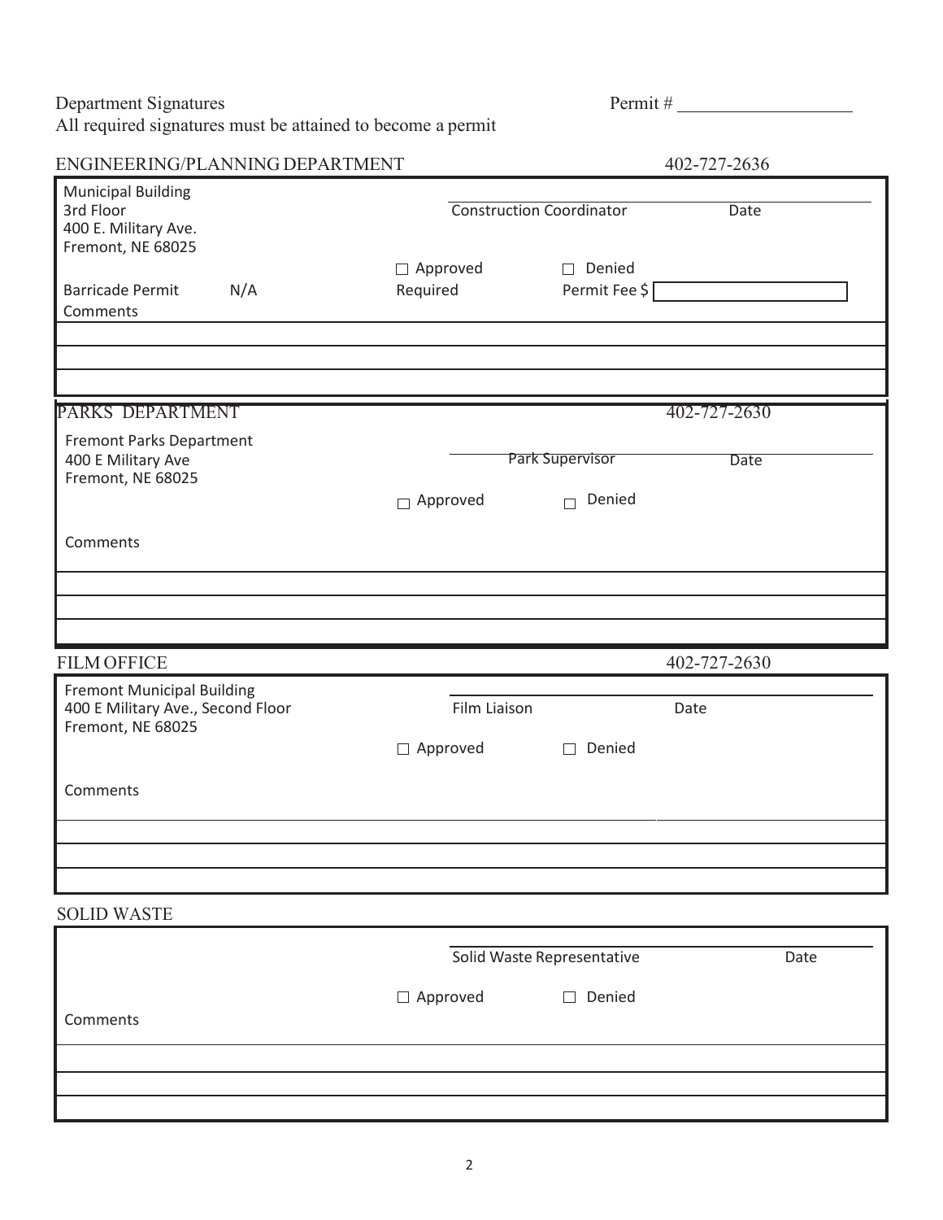Department Signatures

All required signatures must be attained to become a permit

Permit # ___________________

## ENGINEERING/PLANNING DEPARTMENT

402-727-2636

Municipal Building
3rd Floor
400 E. Military Ave.
Fremont, NE 68025

Construction Coordinator ______________________ Date ______________

☐ Approved ☐ Denied

Barricade Permit N/A Required Permit Fee $ ______________

Comments

___________________________________________________________

___________________________________________________________

___________________________________________________________

## PARKS DEPARTMENT

402-727-2630

Fremont Parks Department
400 E Military Ave
Fremont, NE 68025

Park Supervisor ______________________ Date ______________

☐ Approved ☐ Denied

Comments

___________________________________________________________

___________________________________________________________

___________________________________________________________

## FILM OFFICE

402-727-2630

Fremont Municipal Building
400 E Military Ave., Second Floor
Fremont, NE 68025

Film Liaison ______________________ Date ______________

☐ Approved ☐ Denied

Comments

___________________________________________________________

___________________________________________________________

___________________________________________________________

## SOLID WASTE

Solid Waste Representative ______________________ Date ______________

☐ Approved ☐ Denied

Comments

___________________________________________________________

___________________________________________________________

___________________________________________________________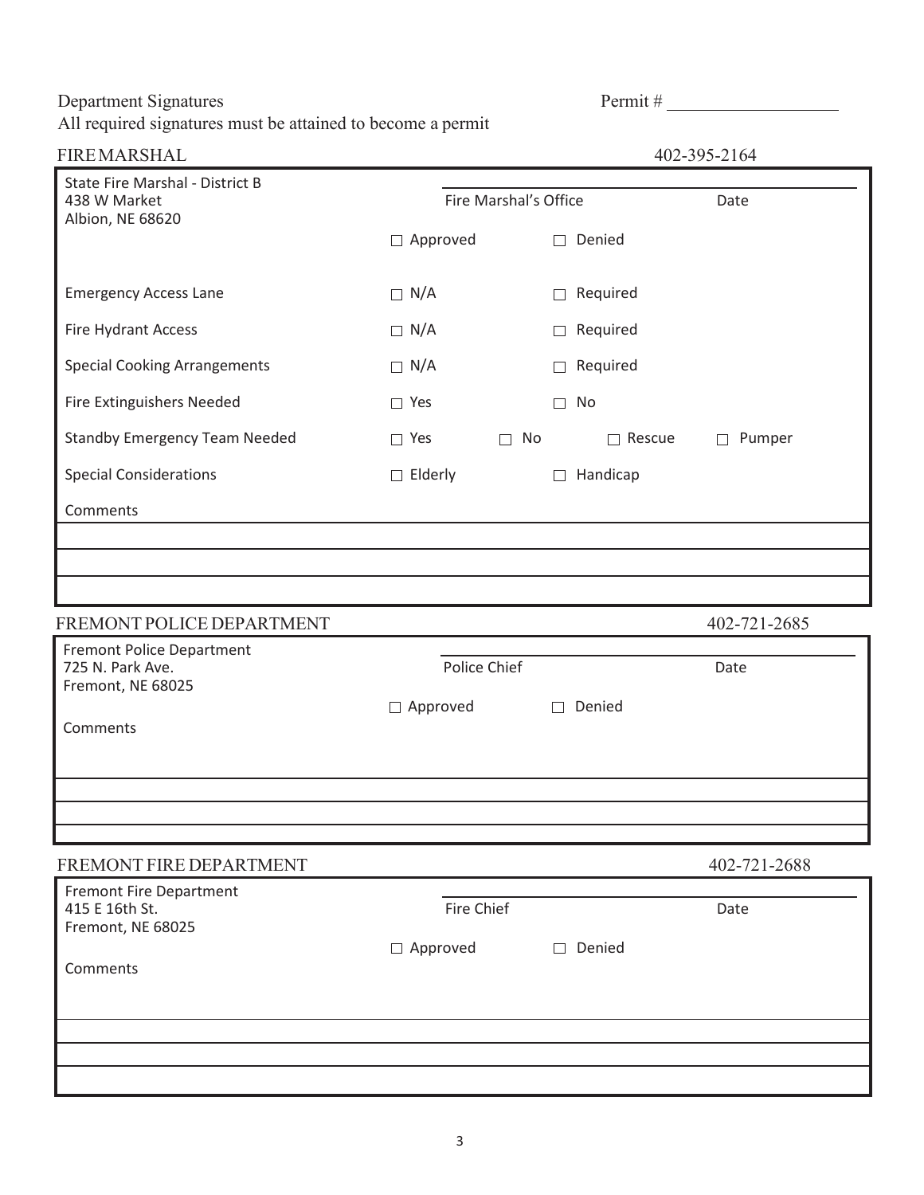Department Signatures

All required signatures must be attained to become a permit

Permit # ___________________

## FIRE MARSHAL

402-395-2164

State Fire Marshal - District B
438 W Market
Albion, NE 68620

___________________________________________
Fire Marshal's Office Date

☐ Approved ☐ Denied

| | | | | |
|---|---|---|---|---|
| Emergency Access Lane | ☐ N/A | | ☐ Required | |
| Fire Hydrant Access | ☐ N/A | | ☐ Required | |
| Special Cooking Arrangements | ☐ N/A | | ☐ Required | |
| Fire Extinguishers Needed | ☐ Yes | | ☐ No | |
| Standby Emergency Team Needed | ☐ Yes | ☐ No | ☐ Rescue | ☐ Pumper |
| Special Considerations | ☐ Elderly | | ☐ Handicap | |

Comments

___________________________________________

___________________________________________

___________________________________________

## FREMONT POLICE DEPARTMENT

402-721-2685

Fremont Police Department
725 N. Park Ave.
Fremont, NE 68025

___________________________________________
Police Chief Date

☐ Approved ☐ Denied

Comments

___________________________________________

___________________________________________

___________________________________________

## FREMONT FIRE DEPARTMENT

402-721-2688

Fremont Fire Department
415 E 16th St.
Fremont, NE 68025

___________________________________________
Fire Chief Date

☐ Approved ☐ Denied

Comments

___________________________________________

___________________________________________

___________________________________________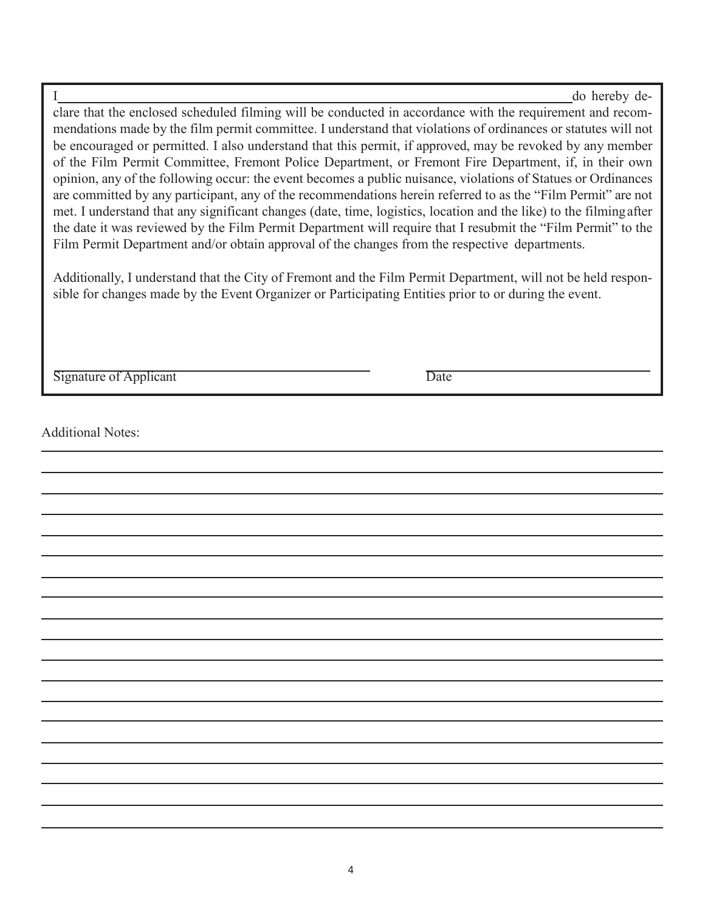I \_\_\_\_\_\_\_\_\_\_\_\_\_\_\_\_\_\_\_\_\_\_\_\_\_\_\_\_\_\_\_\_\_\_\_\_\_\_\_\_\_\_\_\_\_\_\_\_\_\_\_\_\_\_\_\_ do hereby declare that the enclosed scheduled filming will be conducted in accordance with the requirement and recommendations made by the film permit committee. I understand that violations of ordinances or statutes will not be encouraged or permitted. I also understand that this permit, if approved, may be revoked by any member of the Film Permit Committee, Fremont Police Department, or Fremont Fire Department, if, in their own opinion, any of the following occur: the event becomes a public nuisance, violations of Statues or Ordinances are committed by any participant, any of the recommendations herein referred to as the "Film Permit" are not met. I understand that any significant changes (date, time, logistics, location and the like) to the filming after the date it was reviewed by the Film Permit Department will require that I resubmit the "Film Permit" to the Film Permit Department and/or obtain approval of the changes from the respective departments.

Additionally, I understand that the City of Fremont and the Film Permit Department, will not be held responsible for changes made by the Event Organizer or Participating Entities prior to or during the event.

\_\_\_\_\_\_\_\_\_\_\_\_\_\_\_\_\_\_\_\_\_\_\_\_\_\_\_\_\_\_\_\_\_\_\_\_\_\_\_\_ \_\_\_\_\_\_\_\_\_\_\_\_\_\_\_\_\_\_\_\_\_\_\_\_\_\_\_\_\_\_

Signature of Applicant Date

Additional Notes:

\_\_\_\_\_\_\_\_\_\_\_\_\_\_\_\_\_\_\_\_\_\_\_\_\_\_\_\_\_\_\_\_\_\_\_\_\_\_\_\_\_\_\_\_\_\_\_\_\_\_\_\_\_\_\_\_\_\_\_\_\_\_\_\_\_\_\_\_\_\_\_\_\_\_\_\_

\_\_\_\_\_\_\_\_\_\_\_\_\_\_\_\_\_\_\_\_\_\_\_\_\_\_\_\_\_\_\_\_\_\_\_\_\_\_\_\_\_\_\_\_\_\_\_\_\_\_\_\_\_\_\_\_\_\_\_\_\_\_\_\_\_\_\_\_\_\_\_\_\_\_\_\_

\_\_\_\_\_\_\_\_\_\_\_\_\_\_\_\_\_\_\_\_\_\_\_\_\_\_\_\_\_\_\_\_\_\_\_\_\_\_\_\_\_\_\_\_\_\_\_\_\_\_\_\_\_\_\_\_\_\_\_\_\_\_\_\_\_\_\_\_\_\_\_\_\_\_\_\_

\_\_\_\_\_\_\_\_\_\_\_\_\_\_\_\_\_\_\_\_\_\_\_\_\_\_\_\_\_\_\_\_\_\_\_\_\_\_\_\_\_\_\_\_\_\_\_\_\_\_\_\_\_\_\_\_\_\_\_\_\_\_\_\_\_\_\_\_\_\_\_\_\_\_\_\_

\_\_\_\_\_\_\_\_\_\_\_\_\_\_\_\_\_\_\_\_\_\_\_\_\_\_\_\_\_\_\_\_\_\_\_\_\_\_\_\_\_\_\_\_\_\_\_\_\_\_\_\_\_\_\_\_\_\_\_\_\_\_\_\_\_\_\_\_\_\_\_\_\_\_\_\_

\_\_\_\_\_\_\_\_\_\_\_\_\_\_\_\_\_\_\_\_\_\_\_\_\_\_\_\_\_\_\_\_\_\_\_\_\_\_\_\_\_\_\_\_\_\_\_\_\_\_\_\_\_\_\_\_\_\_\_\_\_\_\_\_\_\_\_\_\_\_\_\_\_\_\_\_

\_\_\_\_\_\_\_\_\_\_\_\_\_\_\_\_\_\_\_\_\_\_\_\_\_\_\_\_\_\_\_\_\_\_\_\_\_\_\_\_\_\_\_\_\_\_\_\_\_\_\_\_\_\_\_\_\_\_\_\_\_\_\_\_\_\_\_\_\_\_\_\_\_\_\_\_

\_\_\_\_\_\_\_\_\_\_\_\_\_\_\_\_\_\_\_\_\_\_\_\_\_\_\_\_\_\_\_\_\_\_\_\_\_\_\_\_\_\_\_\_\_\_\_\_\_\_\_\_\_\_\_\_\_\_\_\_\_\_\_\_\_\_\_\_\_\_\_\_\_\_\_\_

\_\_\_\_\_\_\_\_\_\_\_\_\_\_\_\_\_\_\_\_\_\_\_\_\_\_\_\_\_\_\_\_\_\_\_\_\_\_\_\_\_\_\_\_\_\_\_\_\_\_\_\_\_\_\_\_\_\_\_\_\_\_\_\_\_\_\_\_\_\_\_\_\_\_\_\_

\_\_\_\_\_\_\_\_\_\_\_\_\_\_\_\_\_\_\_\_\_\_\_\_\_\_\_\_\_\_\_\_\_\_\_\_\_\_\_\_\_\_\_\_\_\_\_\_\_\_\_\_\_\_\_\_\_\_\_\_\_\_\_\_\_\_\_\_\_\_\_\_\_\_\_\_

\_\_\_\_\_\_\_\_\_\_\_\_\_\_\_\_\_\_\_\_\_\_\_\_\_\_\_\_\_\_\_\_\_\_\_\_\_\_\_\_\_\_\_\_\_\_\_\_\_\_\_\_\_\_\_\_\_\_\_\_\_\_\_\_\_\_\_\_\_\_\_\_\_\_\_\_

\_\_\_\_\_\_\_\_\_\_\_\_\_\_\_\_\_\_\_\_\_\_\_\_\_\_\_\_\_\_\_\_\_\_\_\_\_\_\_\_\_\_\_\_\_\_\_\_\_\_\_\_\_\_\_\_\_\_\_\_\_\_\_\_\_\_\_\_\_\_\_\_\_\_\_\_

\_\_\_\_\_\_\_\_\_\_\_\_\_\_\_\_\_\_\_\_\_\_\_\_\_\_\_\_\_\_\_\_\_\_\_\_\_\_\_\_\_\_\_\_\_\_\_\_\_\_\_\_\_\_\_\_\_\_\_\_\_\_\_\_\_\_\_\_\_\_\_\_\_\_\_\_

\_\_\_\_\_\_\_\_\_\_\_\_\_\_\_\_\_\_\_\_\_\_\_\_\_\_\_\_\_\_\_\_\_\_\_\_\_\_\_\_\_\_\_\_\_\_\_\_\_\_\_\_\_\_\_\_\_\_\_\_\_\_\_\_\_\_\_\_\_\_\_\_\_\_\_\_

\_\_\_\_\_\_\_\_\_\_\_\_\_\_\_\_\_\_\_\_\_\_\_\_\_\_\_\_\_\_\_\_\_\_\_\_\_\_\_\_\_\_\_\_\_\_\_\_\_\_\_\_\_\_\_\_\_\_\_\_\_\_\_\_\_\_\_\_\_\_\_\_\_\_\_\_

\_\_\_\_\_\_\_\_\_\_\_\_\_\_\_\_\_\_\_\_\_\_\_\_\_\_\_\_\_\_\_\_\_\_\_\_\_\_\_\_\_\_\_\_\_\_\_\_\_\_\_\_\_\_\_\_\_\_\_\_\_\_\_\_\_\_\_\_\_\_\_\_\_\_\_\_

\_\_\_\_\_\_\_\_\_\_\_\_\_\_\_\_\_\_\_\_\_\_\_\_\_\_\_\_\_\_\_\_\_\_\_\_\_\_\_\_\_\_\_\_\_\_\_\_\_\_\_\_\_\_\_\_\_\_\_\_\_\_\_\_\_\_\_\_\_\_\_\_\_\_\_\_

\_\_\_\_\_\_\_\_\_\_\_\_\_\_\_\_\_\_\_\_\_\_\_\_\_\_\_\_\_\_\_\_\_\_\_\_\_\_\_\_\_\_\_\_\_\_\_\_\_\_\_\_\_\_\_\_\_\_\_\_\_\_\_\_\_\_\_\_\_\_\_\_\_\_\_\_

\_\_\_\_\_\_\_\_\_\_\_\_\_\_\_\_\_\_\_\_\_\_\_\_\_\_\_\_\_\_\_\_\_\_\_\_\_\_\_\_\_\_\_\_\_\_\_\_\_\_\_\_\_\_\_\_\_\_\_\_\_\_\_\_\_\_\_\_\_\_\_\_\_\_\_\_

\_\_\_\_\_\_\_\_\_\_\_\_\_\_\_\_\_\_\_\_\_\_\_\_\_\_\_\_\_\_\_\_\_\_\_\_\_\_\_\_\_\_\_\_\_\_\_\_\_\_\_\_\_\_\_\_\_\_\_\_\_\_\_\_\_\_\_\_\_\_\_\_\_\_\_\_

\_\_\_\_\_\_\_\_\_\_\_\_\_\_\_\_\_\_\_\_\_\_\_\_\_\_\_\_\_\_\_\_\_\_\_\_\_\_\_\_\_\_\_\_\_\_\_\_\_\_\_\_\_\_\_\_\_\_\_\_\_\_\_\_\_\_\_\_\_\_\_\_\_\_\_\_